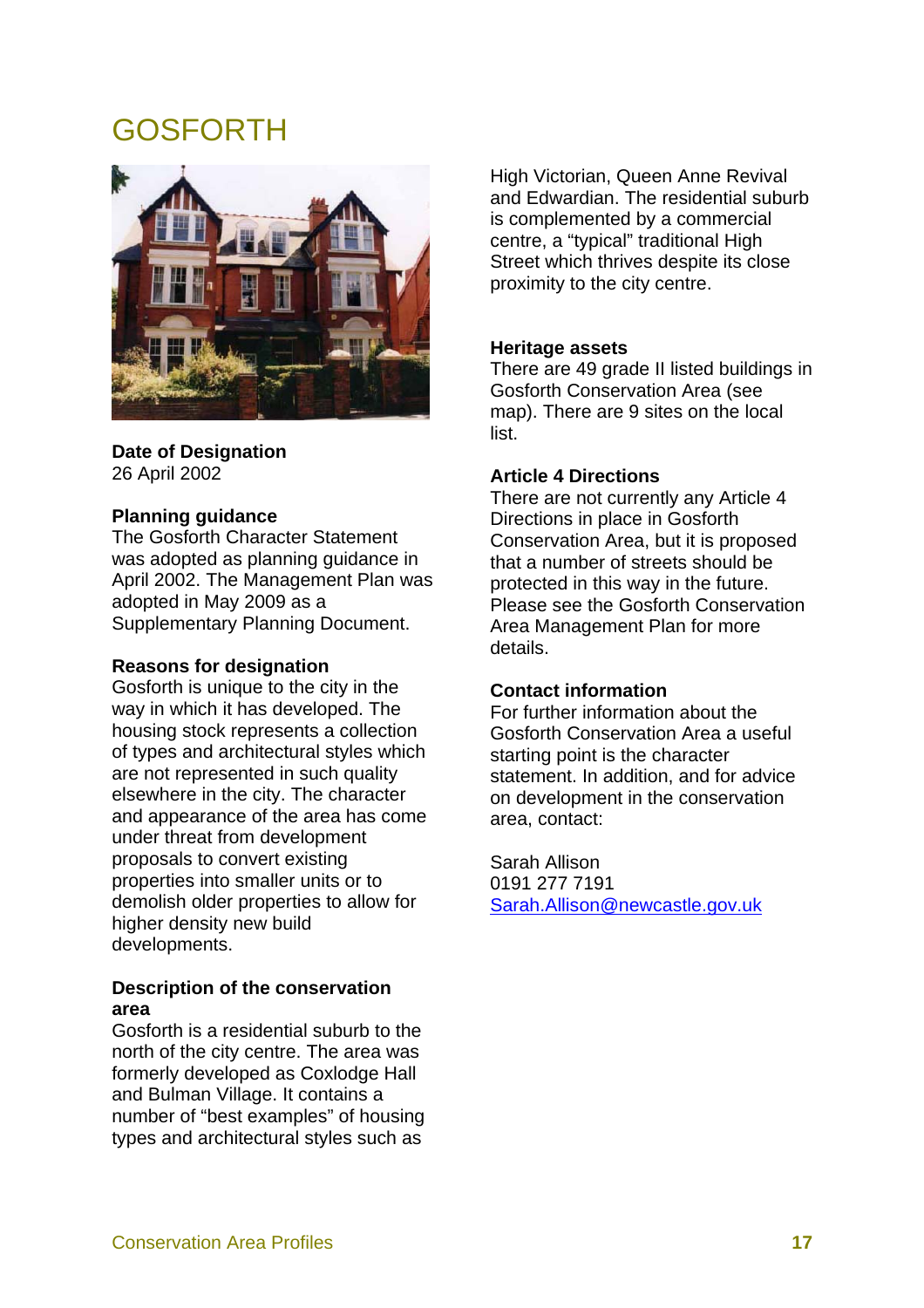# GOSFORTH

**Date of Designation**
26 April 2002

**Planning guidance**
The Gosforth Character Statement was adopted as planning guidance in April 2002. The Management Plan was adopted in May 2009 as a Supplementary Planning Document.

**Reasons for designation**
Gosforth is unique to the city in the way in which it has developed. The housing stock represents a collection of types and architectural styles which are not represented in such quality elsewhere in the city. The character and appearance of the area has come under threat from development proposals to convert existing properties into smaller units or to demolish older properties to allow for higher density new build developments.

**Description of the conservation area**
Gosforth is a residential suburb to the north of the city centre. The area was formerly developed as Coxlodge Hall and Bulman Village. It contains a number of "best examples" of housing types and architectural styles such as High Victorian, Queen Anne Revival and Edwardian. The residential suburb is complemented by a commercial centre, a "typical" traditional High Street which thrives despite its close proximity to the city centre.

**Heritage assets**
There are 49 grade II listed buildings in Gosforth Conservation Area (see map). There are 9 sites on the local list.

**Article 4 Directions**
There are not currently any Article 4 Directions in place in Gosforth Conservation Area, but it is proposed that a number of streets should be protected in this way in the future. Please see the Gosforth Conservation Area Management Plan for more details.

**Contact information**
For further information about the Gosforth Conservation Area a useful starting point is the character statement. In addition, and for advice on development in the conservation area, contact:

Sarah Allison
0191 277 7191
Sarah.Allison@newcastle.gov.uk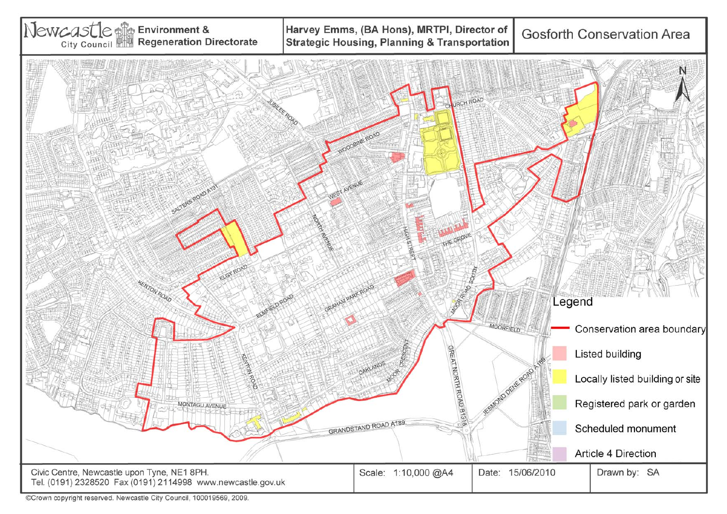| Newcastle City Council — Environment & Regeneration Directorate | Harvey Emms, (BA Hons), MRTPI, Director of Strategic Housing, Planning & Transportation | Gosforth Conservation Area |
| --- | --- | --- |

JUBILEE ROAD
CHURCH ROAD
WOODBINE ROAD
WEST AVENUE
SALTERS ROAD A191
NORTH AVENUE
HIGH STREET
THE GROVE
ELGY ROAD
KENTON ROAD
ELMFIELD ROAD
GRAHAM PARK ROAD
MOOR ROAD SOUTH
MOORFIELD
KENTON ROAD
OAKLANDS
MOOR CRESCENT
GREAT NORTH ROAD B1318
JESMOND DENE ROAD A189
MONTAGU AVENUE
GRANDSTAND ROAD A189

N

**Legend**

- Conservation area boundary
- Listed building
- Locally listed building or site
- Registered park or garden
- Scheduled monument
- Article 4 Direction

| Civic Centre, Newcastle upon Tyne, NE1 8PH. Tel. (0191) 2328520 Fax (0191) 2114998 www.newcastle.gov.uk | Scale: 1:10,000 @A4 | Date: 15/06/2010 | Drawn by: SA |
| --- | --- | --- | --- |

©Crown copyright reserved. Newcastle City Council, 100019569, 2009.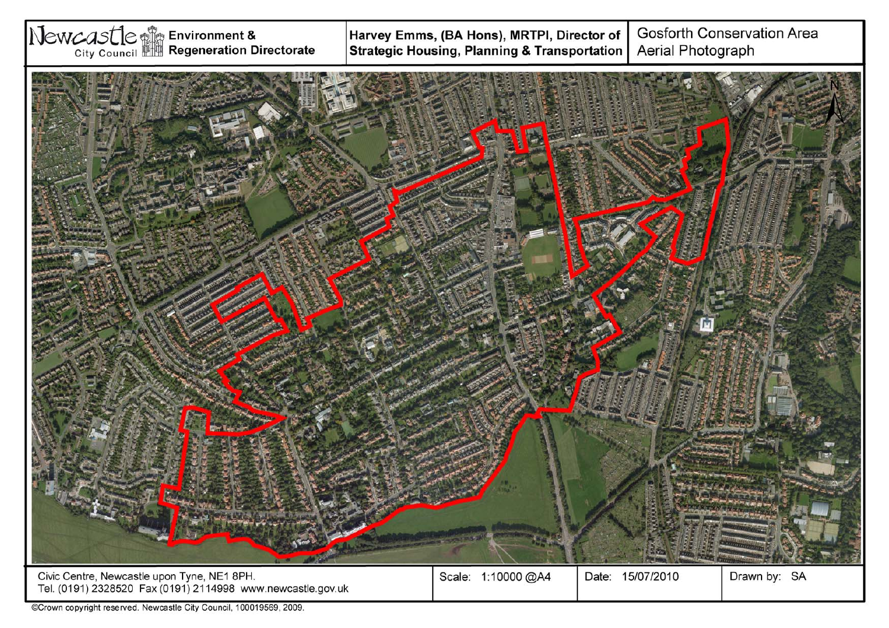Newcastle City Council

Environment & Regeneration Directorate

Harvey Emms, (BA Hons), MRTPI, Director of Strategic Housing, Planning & Transportation

Gosforth Conservation Area Aerial Photograph

N

Civic Centre, Newcastle upon Tyne, NE1 8PH.
Tel. (0191) 2328520 Fax (0191) 2114998 www.newcastle.gov.uk

Scale: 1:10000 @A4

Date: 15/07/2010

Drawn by: SA

©Crown copyright reserved. Newcastle City Council, 100019569, 2009.